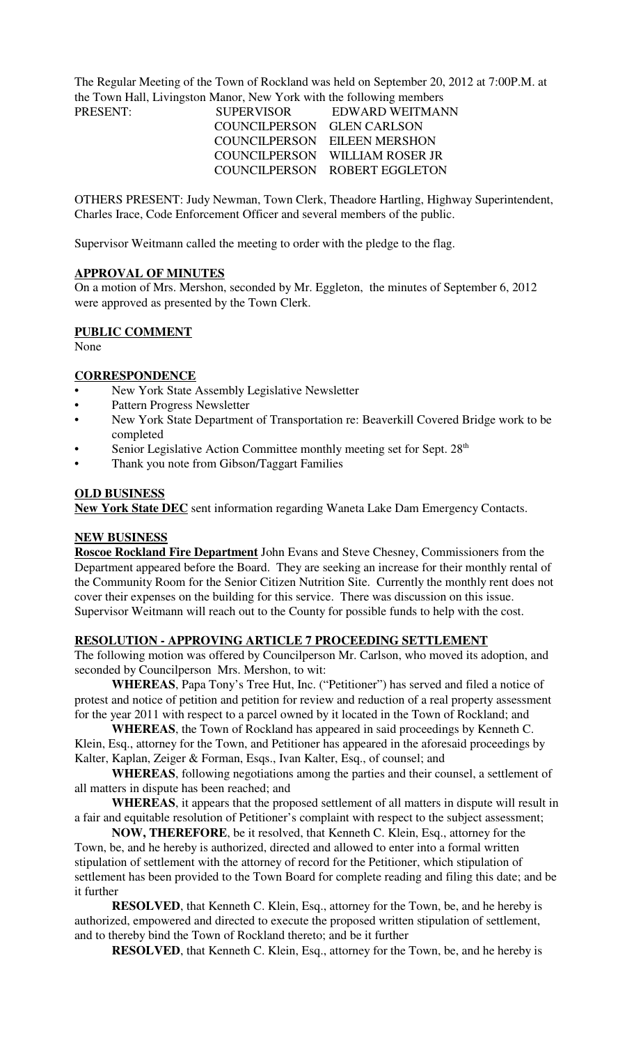The Regular Meeting of the Town of Rockland was held on September 20, 2012 at 7:00P.M. at the Town Hall, Livingston Manor, New York with the following members

| PRESENT: | SUPERVISOR | EDWARD WEITMANN |
|---|---|---|
| | COUNCILPERSON | GLEN CARLSON |
| | COUNCILPERSON | EILEEN MERSHON |
| | COUNCILPERSON | WILLIAM ROSER JR |
| | COUNCILPERSON | ROBERT EGGLETON |

OTHERS PRESENT: Judy Newman, Town Clerk, Theadore Hartling, Highway Superintendent, Charles Irace, Code Enforcement Officer and several members of the public.

Supervisor Weitmann called the meeting to order with the pledge to the flag.

**APPROVAL OF MINUTES**

On a motion of Mrs. Mershon, seconded by Mr. Eggleton, the minutes of September 6, 2012 were approved as presented by the Town Clerk.

**PUBLIC COMMENT**

None

**CORRESPONDENCE**

- New York State Assembly Legislative Newsletter
- Pattern Progress Newsletter
- New York State Department of Transportation re: Beaverkill Covered Bridge work to be completed
- Senior Legislative Action Committee monthly meeting set for Sept. 28th
- Thank you note from Gibson/Taggart Families

**OLD BUSINESS**

**New York State DEC** sent information regarding Waneta Lake Dam Emergency Contacts.

**NEW BUSINESS**

**Roscoe Rockland Fire Department** John Evans and Steve Chesney, Commissioners from the Department appeared before the Board. They are seeking an increase for their monthly rental of the Community Room for the Senior Citizen Nutrition Site. Currently the monthly rent does not cover their expenses on the building for this service. There was discussion on this issue. Supervisor Weitmann will reach out to the County for possible funds to help with the cost.

**RESOLUTION - APPROVING ARTICLE 7 PROCEEDING SETTLEMENT**

The following motion was offered by Councilperson Mr. Carlson, who moved its adoption, and seconded by Councilperson Mrs. Mershon, to wit:

**WHEREAS**, Papa Tony's Tree Hut, Inc. ("Petitioner") has served and filed a notice of protest and notice of petition and petition for review and reduction of a real property assessment for the year 2011 with respect to a parcel owned by it located in the Town of Rockland; and

**WHEREAS**, the Town of Rockland has appeared in said proceedings by Kenneth C. Klein, Esq., attorney for the Town, and Petitioner has appeared in the aforesaid proceedings by Kalter, Kaplan, Zeiger & Forman, Esqs., Ivan Kalter, Esq., of counsel; and

**WHEREAS**, following negotiations among the parties and their counsel, a settlement of all matters in dispute has been reached; and

**WHEREAS**, it appears that the proposed settlement of all matters in dispute will result in a fair and equitable resolution of Petitioner's complaint with respect to the subject assessment;

**NOW, THEREFORE**, be it resolved, that Kenneth C. Klein, Esq., attorney for the Town, be, and he hereby is authorized, directed and allowed to enter into a formal written stipulation of settlement with the attorney of record for the Petitioner, which stipulation of settlement has been provided to the Town Board for complete reading and filing this date; and be it further

**RESOLVED**, that Kenneth C. Klein, Esq., attorney for the Town, be, and he hereby is authorized, empowered and directed to execute the proposed written stipulation of settlement, and to thereby bind the Town of Rockland thereto; and be it further

**RESOLVED**, that Kenneth C. Klein, Esq., attorney for the Town, be, and he hereby is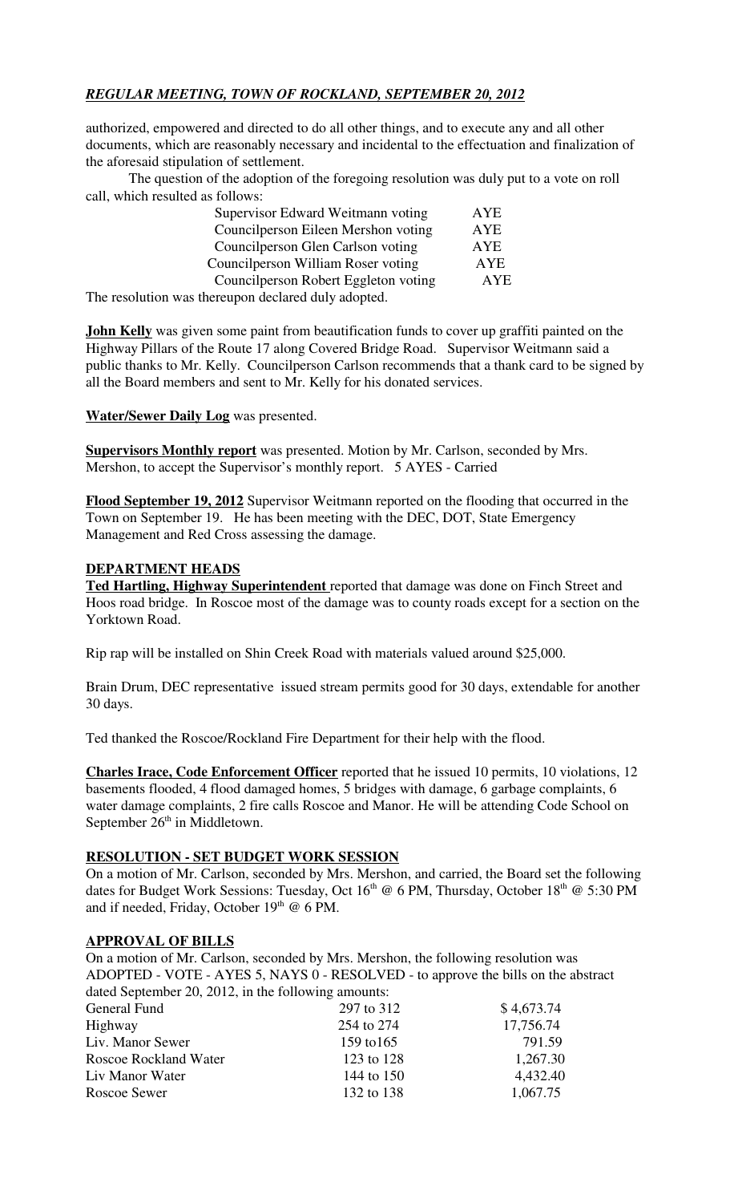authorized, empowered and directed to do all other things, and to execute any and all other documents, which are reasonably necessary and incidental to the effectuation and finalization of the aforesaid stipulation of settlement.

The question of the adoption of the foregoing resolution was duly put to a vote on roll call, which resulted as follows:

| | |
|---|---|
| Supervisor Edward Weitmann voting | AYE |
| Councilperson Eileen Mershon voting | AYE |
| Councilperson Glen Carlson voting | AYE |
| Councilperson William Roser voting | AYE |
| Councilperson Robert Eggleton voting | AYE |

The resolution was thereupon declared duly adopted.

**John Kelly** was given some paint from beautification funds to cover up graffiti painted on the Highway Pillars of the Route 17 along Covered Bridge Road. Supervisor Weitmann said a public thanks to Mr. Kelly. Councilperson Carlson recommends that a thank card to be signed by all the Board members and sent to Mr. Kelly for his donated services.

**Water/Sewer Daily Log** was presented.

**Supervisors Monthly report** was presented. Motion by Mr. Carlson, seconded by Mrs. Mershon, to accept the Supervisor's monthly report. 5 AYES - Carried

**Flood September 19, 2012** Supervisor Weitmann reported on the flooding that occurred in the Town on September 19. He has been meeting with the DEC, DOT, State Emergency Management and Red Cross assessing the damage.

## DEPARTMENT HEADS

**Ted Hartling, Highway Superintendent** reported that damage was done on Finch Street and Hoos road bridge. In Roscoe most of the damage was to county roads except for a section on the Yorktown Road.

Rip rap will be installed on Shin Creek Road with materials valued around $25,000.

Brain Drum, DEC representative issued stream permits good for 30 days, extendable for another 30 days.

Ted thanked the Roscoe/Rockland Fire Department for their help with the flood.

**Charles Irace, Code Enforcement Officer** reported that he issued 10 permits, 10 violations, 12 basements flooded, 4 flood damaged homes, 5 bridges with damage, 6 garbage complaints, 6 water damage complaints, 2 fire calls Roscoe and Manor. He will be attending Code School on September 26th in Middletown.

## RESOLUTION - SET BUDGET WORK SESSION

On a motion of Mr. Carlson, seconded by Mrs. Mershon, and carried, the Board set the following dates for Budget Work Sessions: Tuesday, Oct 16th @ 6 PM, Thursday, October 18th @ 5:30 PM and if needed, Friday, October 19th @ 6 PM.

## APPROVAL OF BILLS

On a motion of Mr. Carlson, seconded by Mrs. Mershon, the following resolution was ADOPTED - VOTE - AYES 5, NAYS 0 - RESOLVED - to approve the bills on the abstract dated September 20, 2012, in the following amounts:

| | | |
|---|---|---|
| General Fund | 297 to 312 | $ 4,673.74 |
| Highway | 254 to 274 | 17,756.74 |
| Liv. Manor Sewer | 159 to165 | 791.59 |
| Roscoe Rockland Water | 123 to 128 | 1,267.30 |
| Liv Manor Water | 144 to 150 | 4,432.40 |
| Roscoe Sewer | 132 to 138 | 1,067.75 |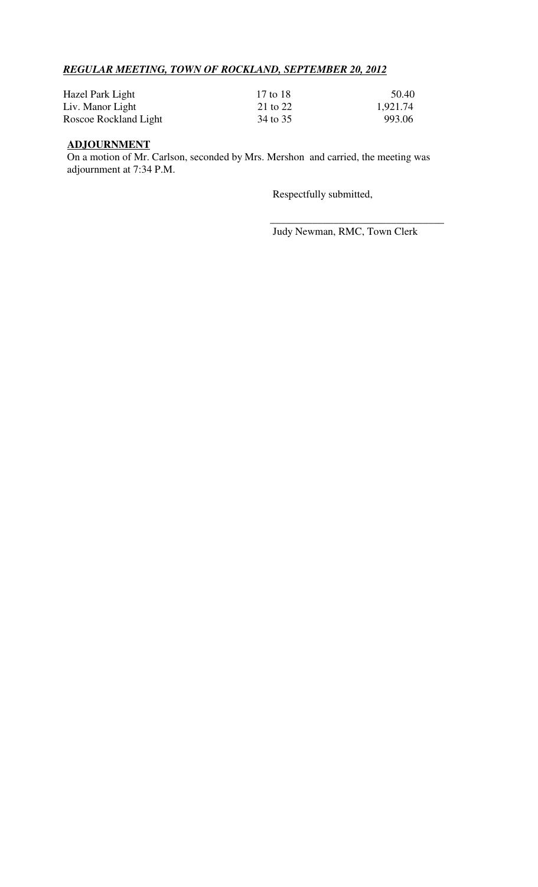***REGULAR MEETING, TOWN OF ROCKLAND, SEPTEMBER 20, 2012***

| | | |
|---|---|---|
| Hazel Park Light | 17 to 18 | 50.40 |
| Liv. Manor Light | 21 to 22 | 1,921.74 |
| Roscoe Rockland Light | 34 to 35 | 993.06 |

**ADJOURNMENT**

On a motion of Mr. Carlson, seconded by Mrs. Mershon and carried, the meeting was adjournment at 7:34 P.M.

Respectfully submitted,

\_\_\_\_\_\_\_\_\_\_\_\_\_\_\_\_\_\_\_\_\_\_\_\_\_\_\_\_\_\_\_\_

Judy Newman, RMC, Town Clerk